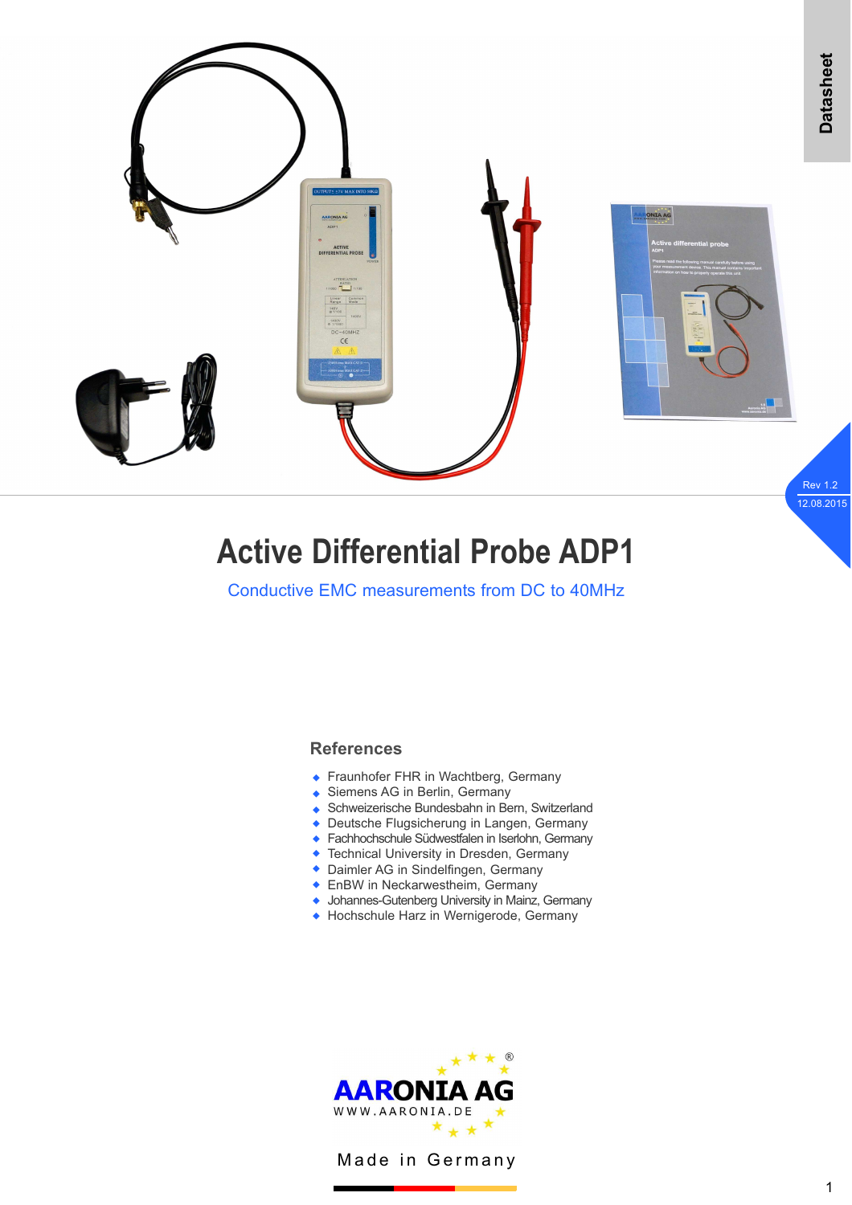Datasheet

Rev 1.2
12.08.2015

# Active Differential Probe ADP1

Conductive EMC measurements from DC to 40MHz

## References

- Fraunhofer FHR in Wachtberg, Germany
- Siemens AG in Berlin, Germany
- Schweizerische Bundesbahn in Bern, Switzerland
- Deutsche Flugsicherung in Langen, Germany
- Fachhochschule Südwestfalen in Iserlohn, Germany
- Technical University in Dresden, Germany
- Daimler AG in Sindelfingen, Germany
- EnBW in Neckarwestheim, Germany
- Johannes-Gutenberg University in Mainz, Germany
- Hochschule Harz in Wernigerode, Germany

AARONIA AG
WWW.AARONIA.DE

Made in Germany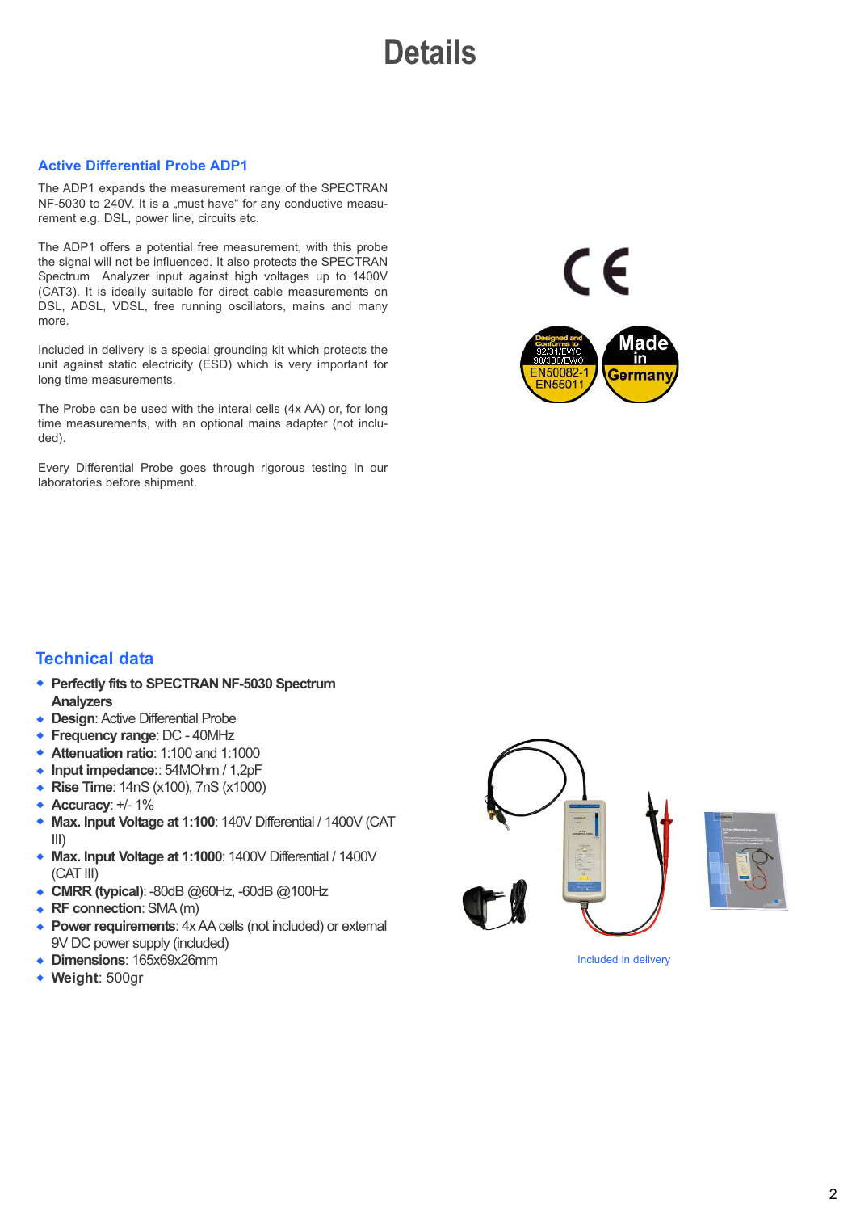# Details

## Active Differential Probe ADP1

The ADP1 expands the measurement range of the SPECTRAN NF-5030 to 240V. It is a „must have" for any conductive measurement e.g. DSL, power line, circuits etc.

The ADP1 offers a potential free measurement, with this probe the signal will not be influenced. It also protects the SPECTRAN Spectrum Analyzer input against high voltages up to 1400V (CAT3). It is ideally suitable for direct cable measurements on DSL, ADSL, VDSL, free running oscillators, mains and many more.

Included in delivery is a special grounding kit which protects the unit against static electricity (ESD) which is very important for long time measurements.

The Probe can be used with the interal cells (4x AA) or, for long time measurements, with an optional mains adapter (not included).

Every Differential Probe goes through rigorous testing in our laboratories before shipment.

## Technical data

- **Perfectly fits to SPECTRAN NF-5030 Spectrum Analyzers**
- **Design**: Active Differential Probe
- **Frequency range**: DC - 40MHz
- **Attenuation ratio**: 1:100 and 1:1000
- **Input impedance:**: 54MOhm / 1,2pF
- **Rise Time**: 14nS (x100), 7nS (x1000)
- **Accuracy**: +/- 1%
- **Max. Input Voltage at 1:100**: 140V Differential / 1400V (CAT III)
- **Max. Input Voltage at 1:1000**: 1400V Differential / 1400V (CAT III)
- **CMRR (typical)**: -80dB @60Hz, -60dB @100Hz
- **RF connection**: SMA (m)
- **Power requirements**: 4x AA cells (not included) or external 9V DC power supply (included)
- **Dimensions**: 165x69x26mm
- **Weight**: 500gr

Included in delivery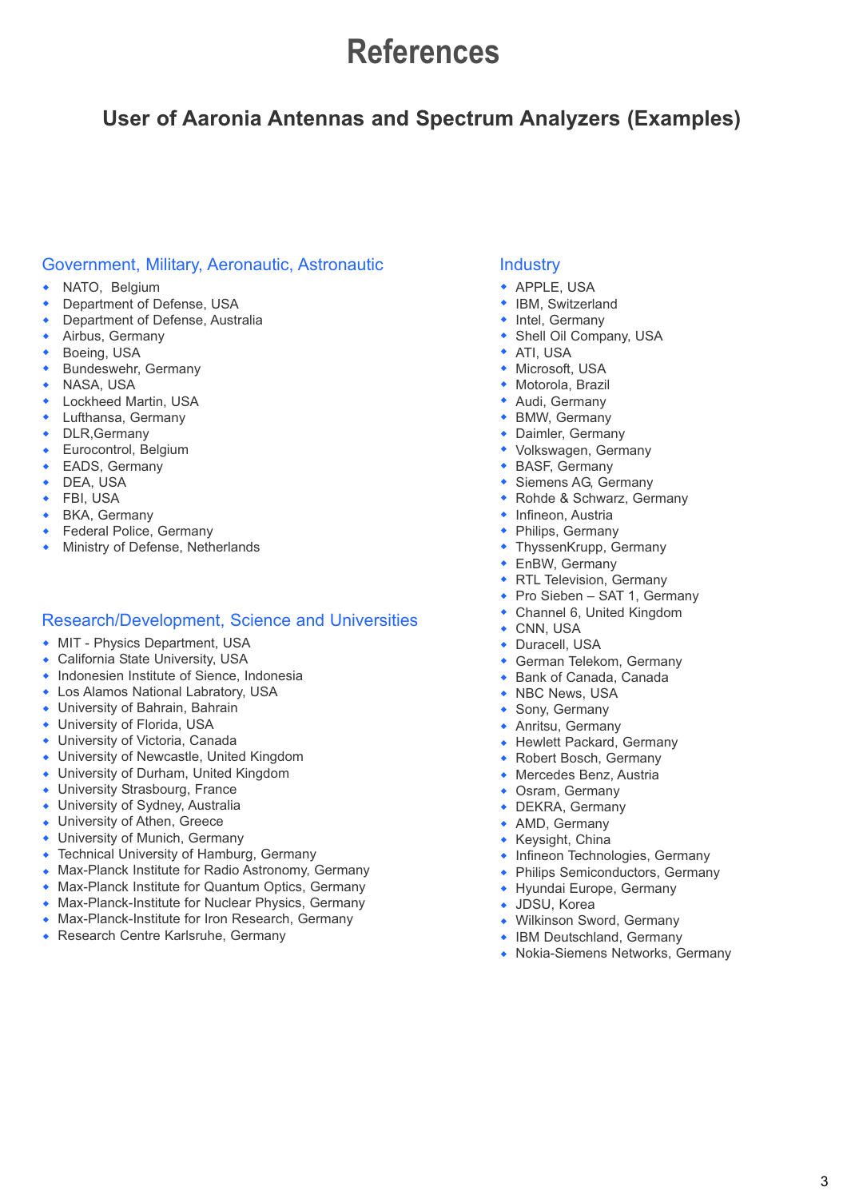# References

## User of Aaronia Antennas and Spectrum Analyzers (Examples)

### Government, Military, Aeronautic, Astronautic

- NATO, Belgium
- Department of Defense, USA
- Department of Defense, Australia
- Airbus, Germany
- Boeing, USA
- Bundeswehr, Germany
- NASA, USA
- Lockheed Martin, USA
- Lufthansa, Germany
- DLR,Germany
- Eurocontrol, Belgium
- EADS, Germany
- DEA, USA
- FBI, USA
- BKA, Germany
- Federal Police, Germany
- Ministry of Defense, Netherlands

### Research/Development, Science and Universities

- MIT - Physics Department, USA
- California State University, USA
- Indonesien Institute of Sience, Indonesia
- Los Alamos National Labratory, USA
- University of Bahrain, Bahrain
- University of Florida, USA
- University of Victoria, Canada
- University of Newcastle, United Kingdom
- University of Durham, United Kingdom
- University Strasbourg, France
- University of Sydney, Australia
- University of Athen, Greece
- University of Munich, Germany
- Technical University of Hamburg, Germany
- Max-Planck Institute for Radio Astronomy, Germany
- Max-Planck Institute for Quantum Optics, Germany
- Max-Planck-Institute for Nuclear Physics, Germany
- Max-Planck-Institute for Iron Research, Germany
- Research Centre Karlsruhe, Germany

### Industry

- APPLE, USA
- IBM, Switzerland
- Intel, Germany
- Shell Oil Company, USA
- ATI, USA
- Microsoft, USA
- Motorola, Brazil
- Audi, Germany
- BMW, Germany
- Daimler, Germany
- Volkswagen, Germany
- BASF, Germany
- Siemens AG, Germany
- Rohde & Schwarz, Germany
- Infineon, Austria
- Philips, Germany
- ThyssenKrupp, Germany
- EnBW, Germany
- RTL Television, Germany
- Pro Sieben – SAT 1, Germany
- Channel 6, United Kingdom
- CNN, USA
- Duracell, USA
- German Telekom, Germany
- Bank of Canada, Canada
- NBC News, USA
- Sony, Germany
- Anritsu, Germany
- Hewlett Packard, Germany
- Robert Bosch, Germany
- Mercedes Benz, Austria
- Osram, Germany
- DEKRA, Germany
- AMD, Germany
- Keysight, China
- Infineon Technologies, Germany
- Philips Semiconductors, Germany
- Hyundai Europe, Germany
- JDSU, Korea
- Wilkinson Sword, Germany
- IBM Deutschland, Germany
- Nokia-Siemens Networks, Germany